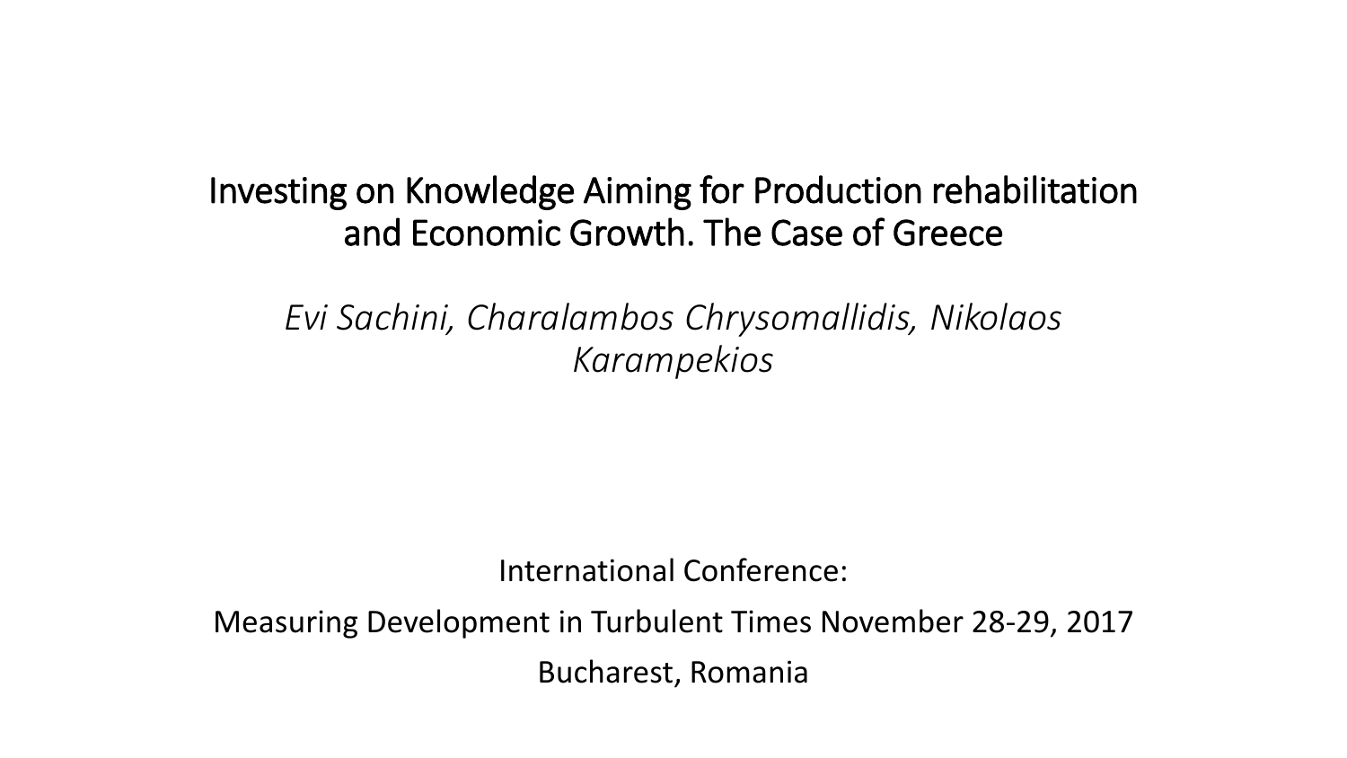# Investing on Knowledge Aiming for Production rehabilitation and Economic Growth. The Case of Greece

*Evi Sachini, Charalambos Chrysomallidis, Nikolaos Karampekios*

International Conference:

Measuring Development in Turbulent Times November 28-29, 2017

Bucharest, Romania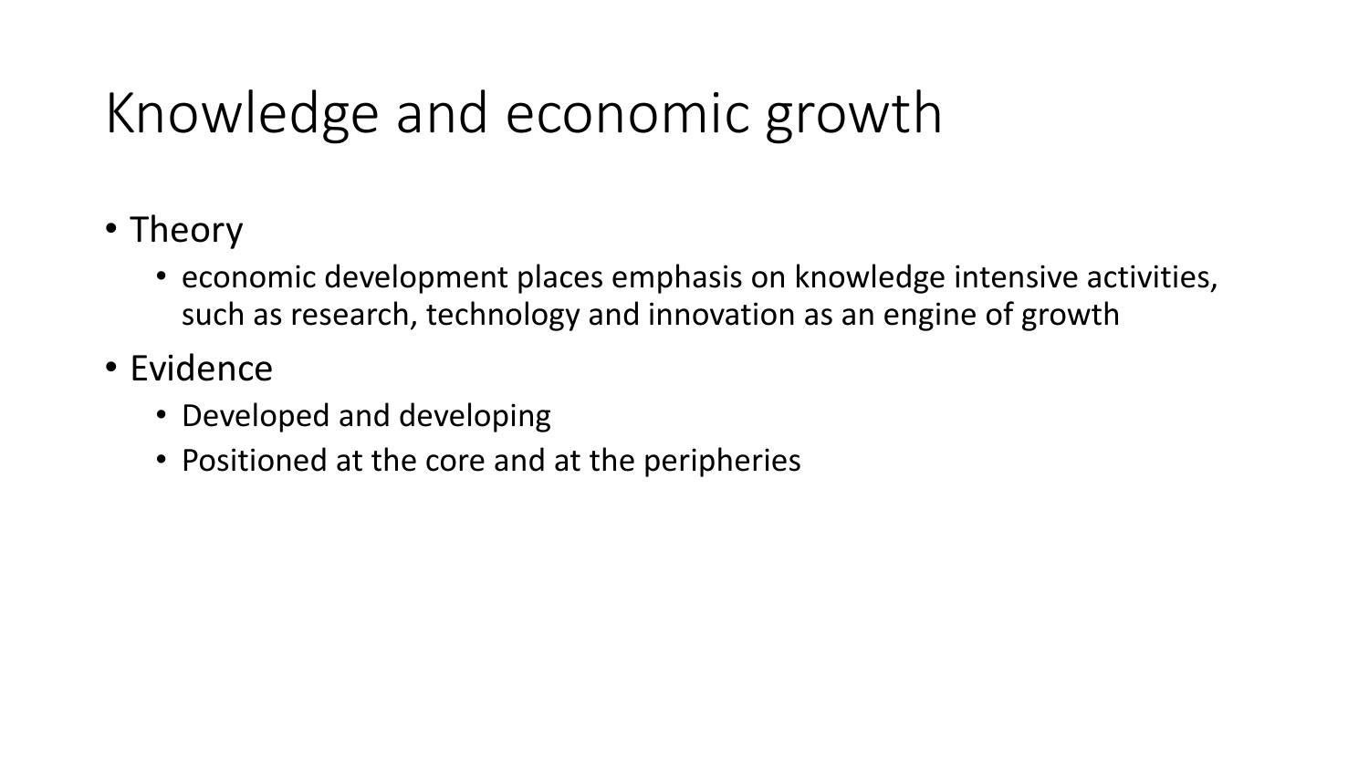# Knowledge and economic growth

- Theory
  - economic development places emphasis on knowledge intensive activities, such as research, technology and innovation as an engine of growth
- Evidence
  - Developed and developing
  - Positioned at the core and at the peripheries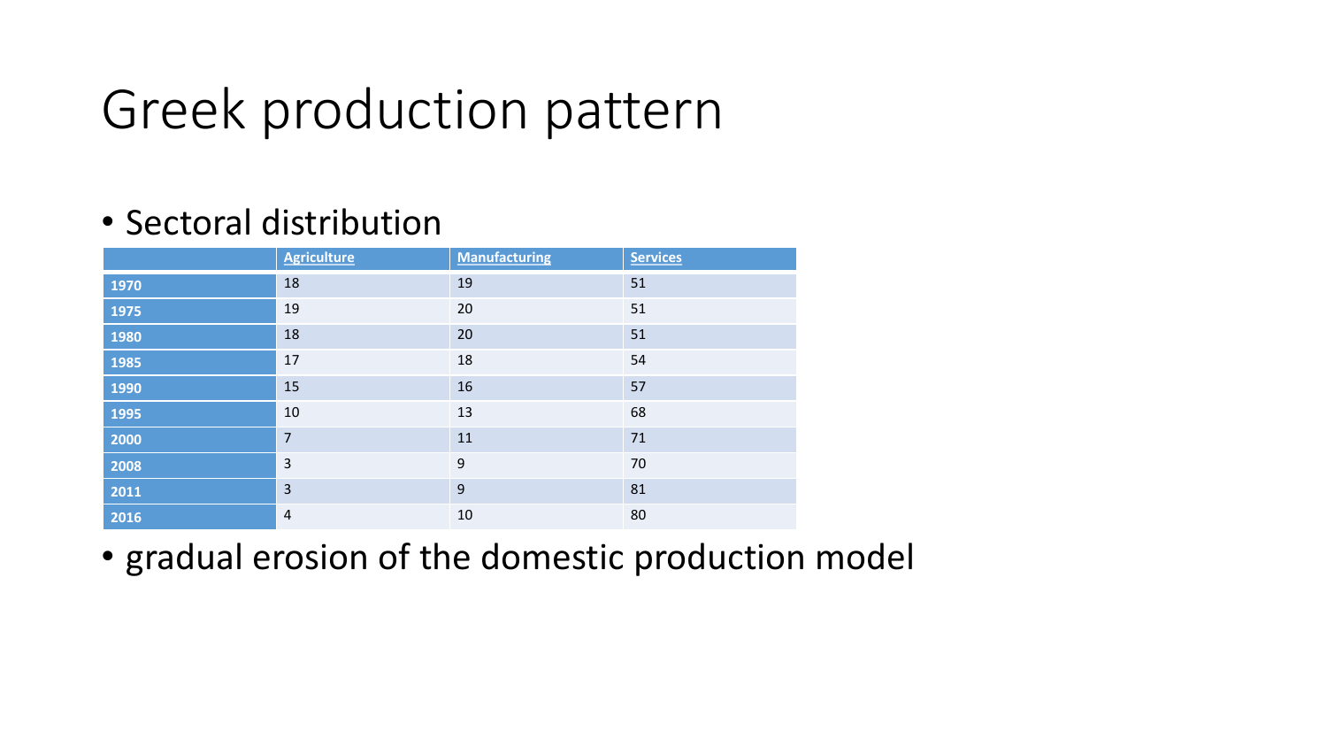# Greek production pattern

- Sectoral distribution

| | Agriculture | Manufacturing | Services |
|---|---|---|---|
| **1970** | 18 | 19 | 51 |
| **1975** | 19 | 20 | 51 |
| **1980** | 18 | 20 | 51 |
| **1985** | 17 | 18 | 54 |
| **1990** | 15 | 16 | 57 |
| **1995** | 10 | 13 | 68 |
| **2000** | 7 | 11 | 71 |
| **2008** | 3 | 9 | 70 |
| **2011** | 3 | 9 | 81 |
| **2016** | 4 | 10 | 80 |

- gradual erosion of the domestic production model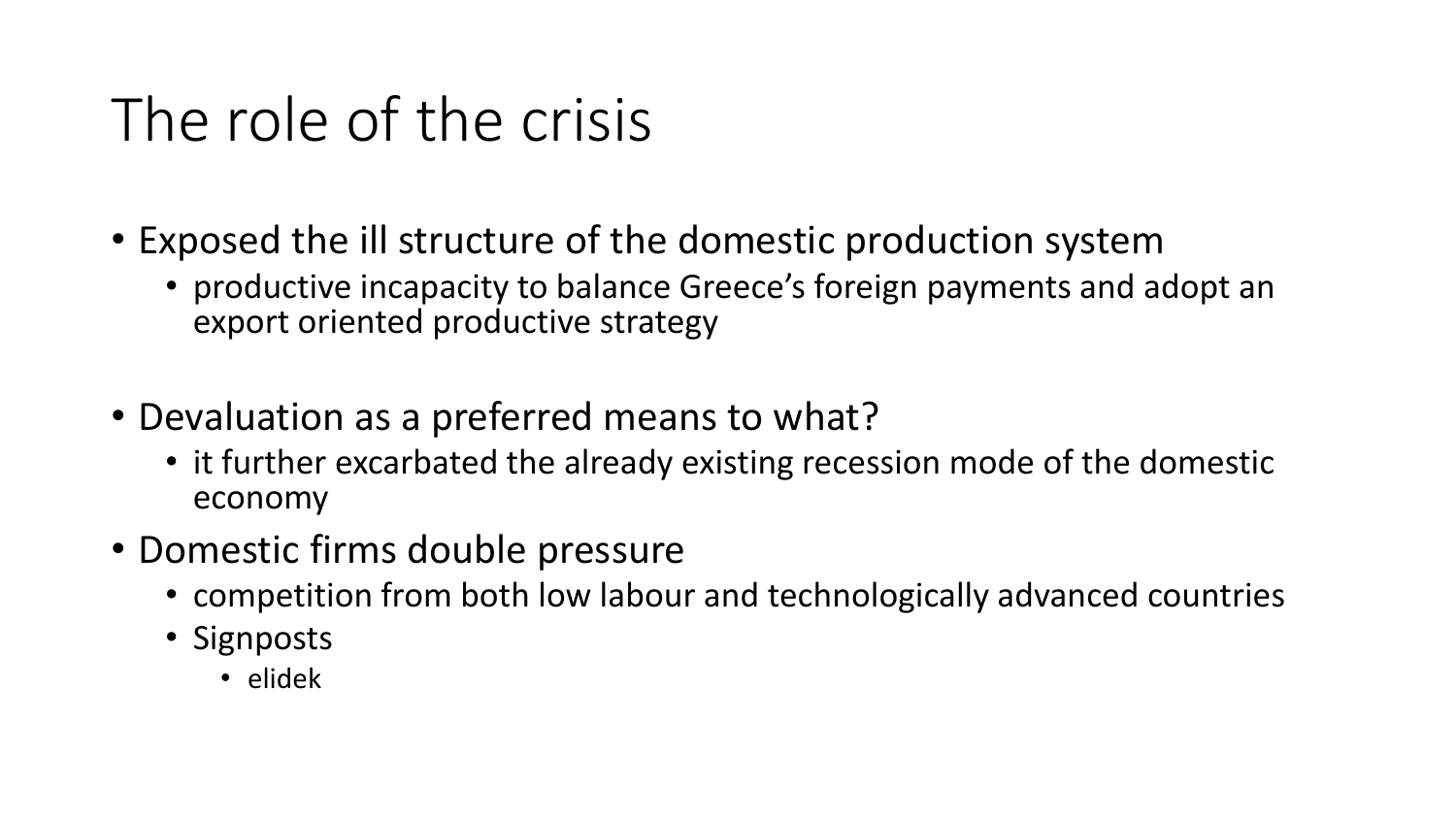# The role of the crisis

- Exposed the ill structure of the domestic production system
  - productive incapacity to balance Greece's foreign payments and adopt an export oriented productive strategy

- Devaluation as a preferred means to what?
  - it further excarbated the already existing recession mode of the domestic economy
- Domestic firms double pressure
  - competition from both low labour and technologically advanced countries
  - Signposts
    - elidek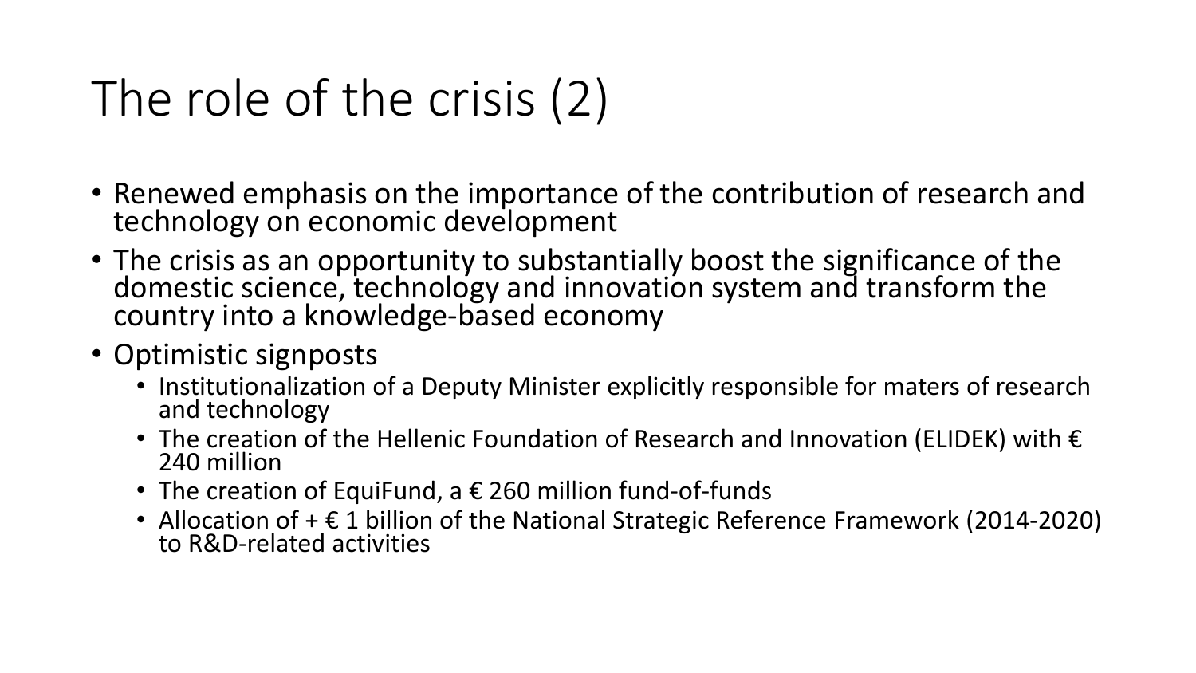# The role of the crisis (2)

- Renewed emphasis on the importance of the contribution of research and technology on economic development
- The crisis as an opportunity to substantially boost the significance of the domestic science, technology and innovation system and transform the country into a knowledge-based economy
- Optimistic signposts
  - Institutionalization of a Deputy Minister explicitly responsible for maters of research and technology
  - The creation of the Hellenic Foundation of Research and Innovation (ELIDEK) with € 240 million
  - The creation of EquiFund, a € 260 million fund-of-funds
  - Allocation of + € 1 billion of the National Strategic Reference Framework (2014-2020) to R&D-related activities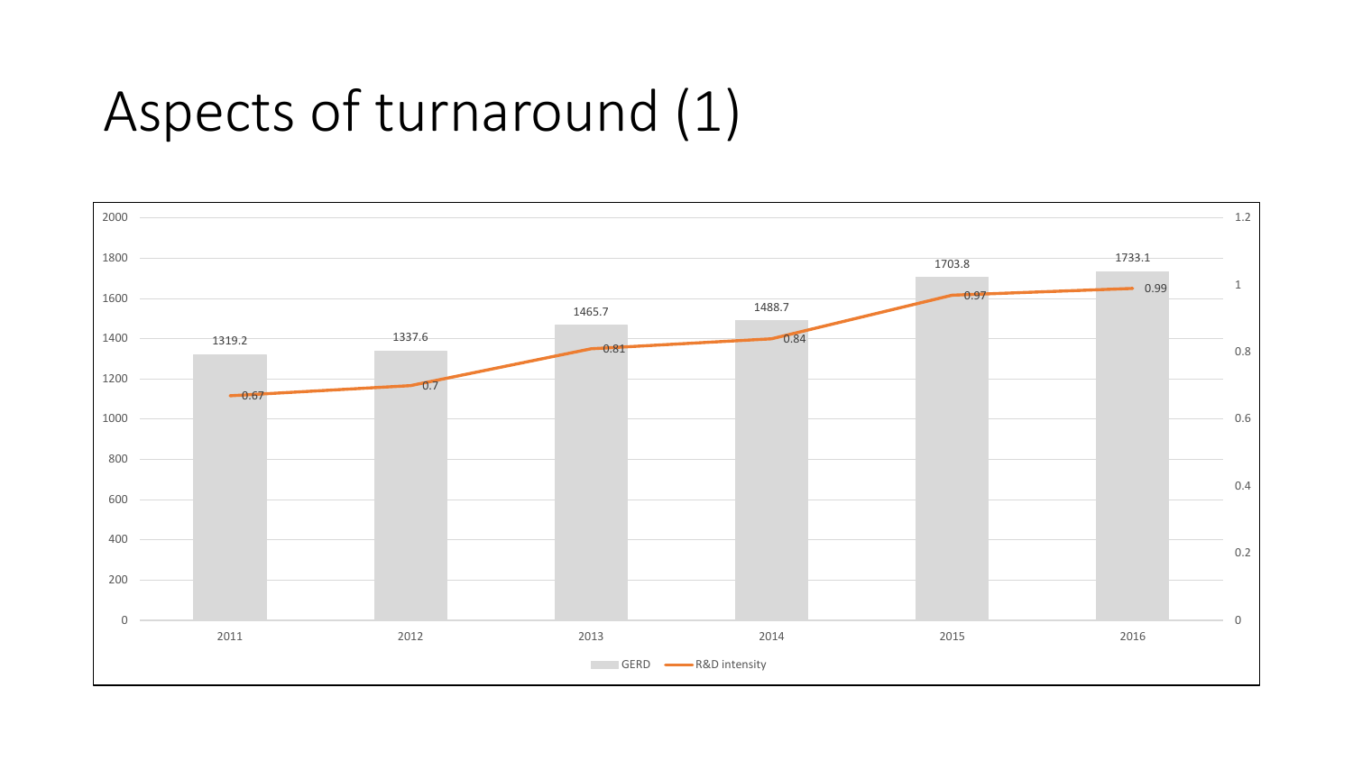# Aspects of turnaround (1)

| Year | GERD | R&D intensity |
|---|---|---|
| 2011 | 1319.2 | 0.67 |
| 2012 | 1337.6 | 0.7 |
| 2013 | 1465.7 | 0.81 |
| 2014 | 1488.7 | 0.84 |
| 2015 | 1703.8 | 0.97 |
| 2016 | 1733.1 | 0.99 |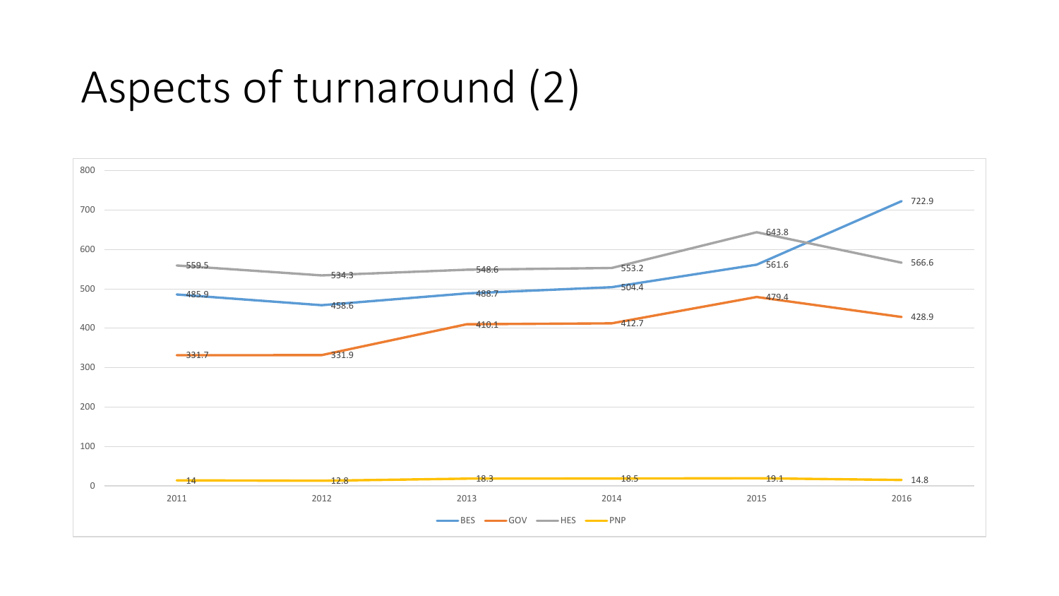# Aspects of turnaround (2)

| Year | BES | GOV | HES | PNP |
|---|---|---|---|---|
| 2011 | 485.9 | 331.7 | 559.5 | 14 |
| 2012 | 458.6 | 331.9 | 534.3 | 12.8 |
| 2013 | 488.7 | 410.1 | 548.6 | 18.3 |
| 2014 | 504.4 | 412.7 | 553.2 | 18.5 |
| 2015 | 561.6 | 479.4 | 643.8 | 19.1 |
| 2016 | 722.9 | 428.9 | 566.6 | 14.8 |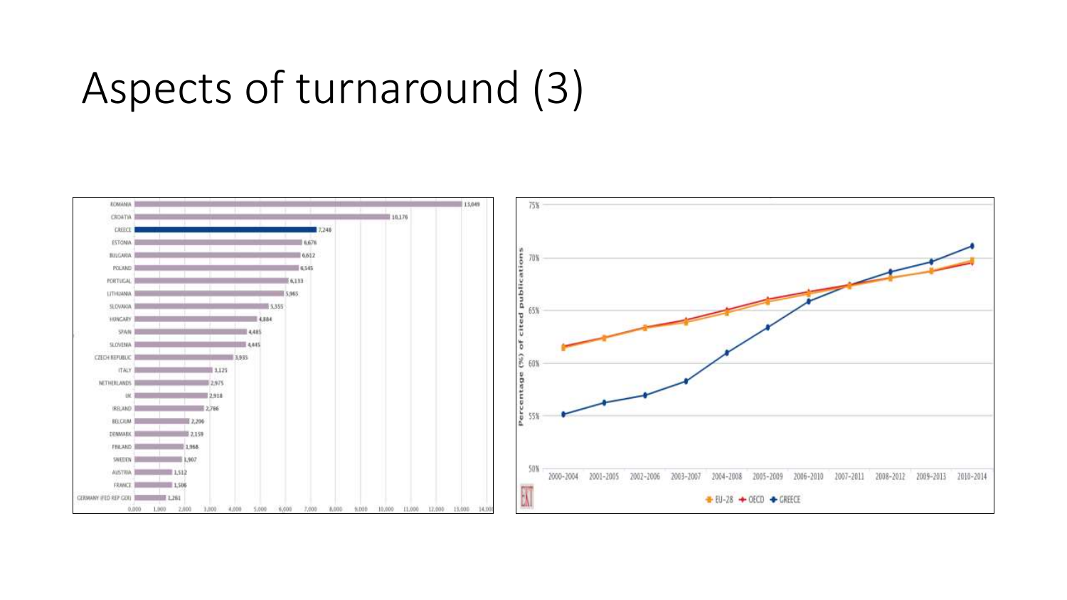# Aspects of turnaround (3)

| Country | Value |
|---|---|
| ROMANIA | 13,049 |
| CROATIA | 10,176 |
| GREECE | 7,248 |
| ESTONIA | 6,676 |
| BULGARIA | 6,612 |
| POLAND | 6,545 |
| PORTUGAL | 6,133 |
| LITHUANIA | 5,965 |
| SLOVAKIA | 5,355 |
| HUNGARY | 4,884 |
| SPAIN | 4,485 |
| SLOVENIA | 4,445 |
| CZECH REPUBLIC | 3,935 |
| ITALY | 3,125 |
| NETHERLANDS | 2,975 |
| UK | 2,918 |
| IRELAND | 2,766 |
| BELGIUM | 2,206 |
| DENMARK | 2,159 |
| FINLAND | 1,968 |
| SWEDEN | 1,907 |
| AUSTRIA | 1,512 |
| FRANCE | 1,506 |
| GERMANY (FED REP GER) | 1,261 |

Percentage (%) of cited publications — EU-28, OECD, GREECE; periods 2000-2004 to 2010-2014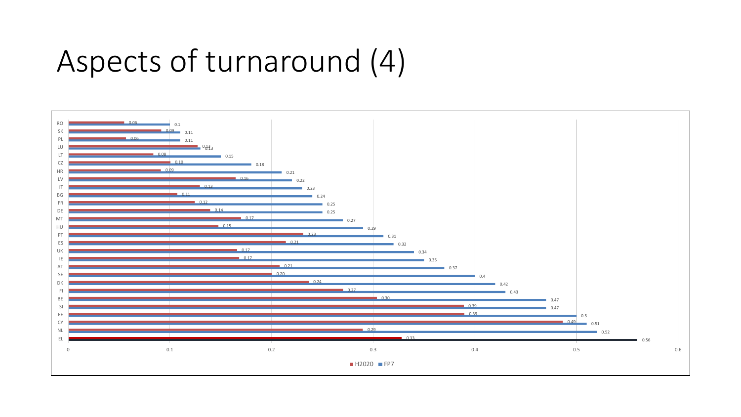# Aspects of turnaround (4)

| Country | H2020 | FP7 |
|---|---|---|
| RO | 0.06 | 0.1 |
| SK | 0.09 | 0.11 |
| PL | 0.06 | 0.11 |
| LU | 0.13 | 0.13 |
| LT | 0.08 | 0.15 |
| CZ | 0.10 | 0.18 |
| HR | 0.09 | 0.21 |
| LV | 0.16 | 0.22 |
| IT | 0.13 | 0.23 |
| BG | 0.11 | 0.24 |
| FR | 0.12 | 0.25 |
| DE | 0.14 | 0.25 |
| MT | 0.17 | 0.27 |
| HU | 0.15 | 0.29 |
| PT | 0.23 | 0.31 |
| ES | 0.21 | 0.32 |
| UK | 0.17 | 0.34 |
| IE | 0.17 | 0.35 |
| AT | 0.21 | 0.37 |
| SE | 0.20 | 0.4 |
| DK | 0.24 | 0.42 |
| FI | 0.27 | 0.43 |
| BE | 0.30 | 0.47 |
| SI | 0.39 | 0.47 |
| EE | 0.39 | 0.5 |
| CY | 0.49 | 0.51 |
| NL | 0.29 | 0.52 |
| EL | 0.33 | 0.56 |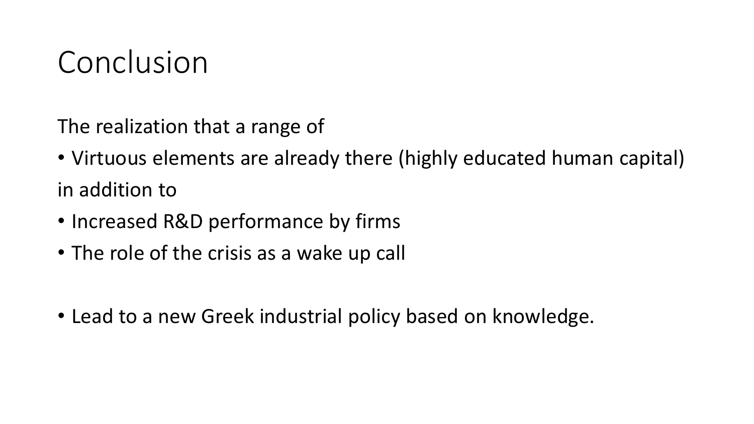# Conclusion

The realization that a range of

- Virtuous elements are already there (highly educated human capital)

in addition to

- Increased R&D performance by firms
- The role of the crisis as a wake up call

- Lead to a new Greek industrial policy based on knowledge.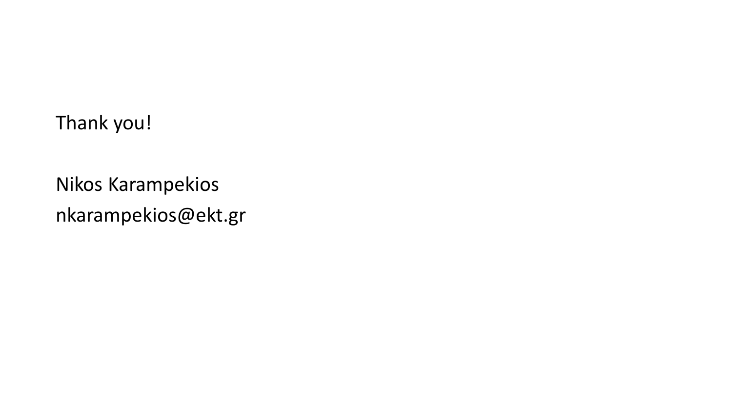Thank you!

Nikos Karampekios
nkarampekios@ekt.gr